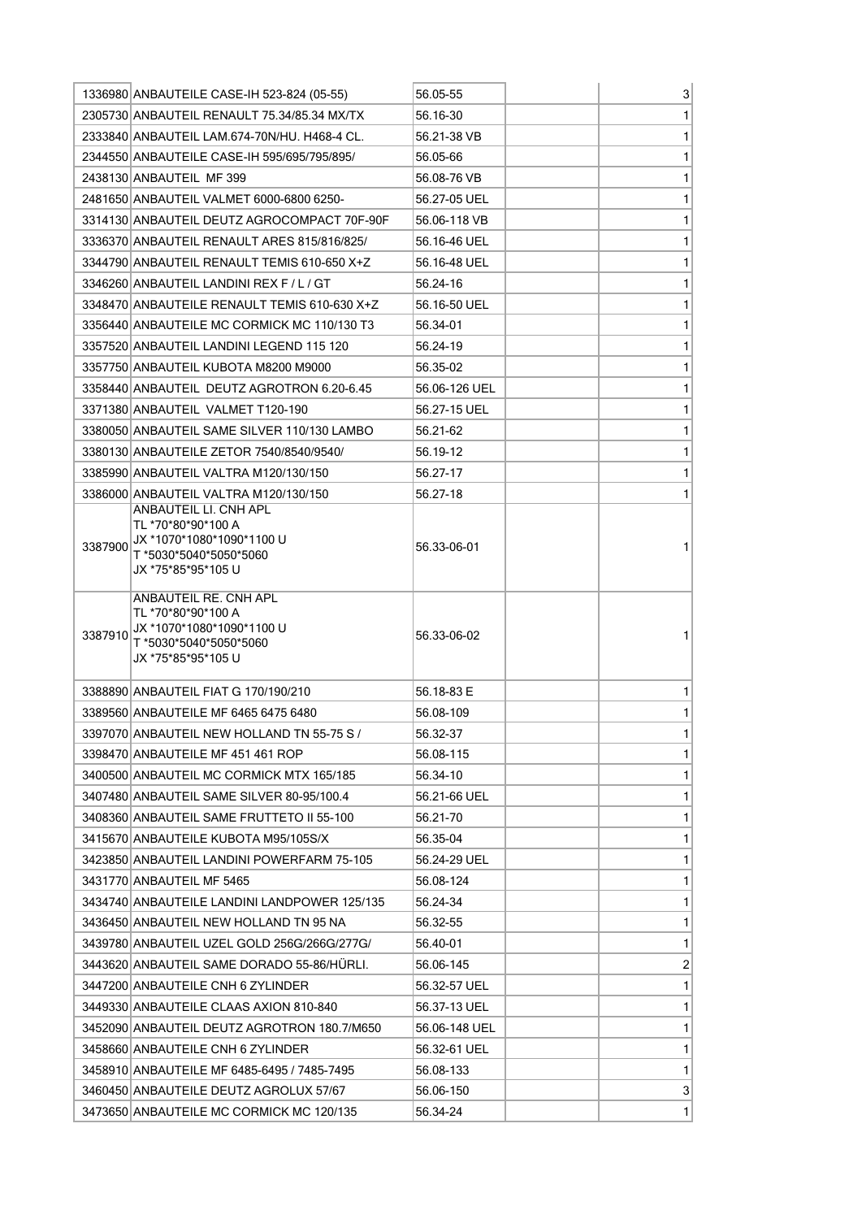| | | | | |
|---|---|---|---|---|
| 1336980 | ANBAUTEILE CASE-IH 523-824 (05-55) | 56.05-55 | | 3 |
| 2305730 | ANBAUTEIL RENAULT 75.34/85.34 MX/TX | 56.16-30 | | 1 |
| 2333840 | ANBAUTEIL LAM.674-70N/HU. H468-4 CL. | 56.21-38 VB | | 1 |
| 2344550 | ANBAUTEILE CASE-IH 595/695/795/895/ | 56.05-66 | | 1 |
| 2438130 | ANBAUTEIL MF 399 | 56.08-76 VB | | 1 |
| 2481650 | ANBAUTEIL VALMET 6000-6800 6250- | 56.27-05 UEL | | 1 |
| 3314130 | ANBAUTEIL DEUTZ AGROCOMPACT 70F-90F | 56.06-118 VB | | 1 |
| 3336370 | ANBAUTEIL RENAULT ARES 815/816/825/ | 56.16-46 UEL | | 1 |
| 3344790 | ANBAUTEIL RENAULT TEMIS 610-650 X+Z | 56.16-48 UEL | | 1 |
| 3346260 | ANBAUTEIL LANDINI REX F / L / GT | 56.24-16 | | 1 |
| 3348470 | ANBAUTEILE RENAULT TEMIS 610-630 X+Z | 56.16-50 UEL | | 1 |
| 3356440 | ANBAUTEILE MC CORMICK MC 110/130 T3 | 56.34-01 | | 1 |
| 3357520 | ANBAUTEIL LANDINI LEGEND 115 120 | 56.24-19 | | 1 |
| 3357750 | ANBAUTEIL KUBOTA M8200 M9000 | 56.35-02 | | 1 |
| 3358440 | ANBAUTEIL DEUTZ AGROTRON 6.20-6.45 | 56.06-126 UEL | | 1 |
| 3371380 | ANBAUTEIL VALMET T120-190 | 56.27-15 UEL | | 1 |
| 3380050 | ANBAUTEIL SAME SILVER 110/130 LAMBO | 56.21-62 | | 1 |
| 3380130 | ANBAUTEILE ZETOR 7540/8540/9540/ | 56.19-12 | | 1 |
| 3385990 | ANBAUTEIL VALTRA M120/130/150 | 56.27-17 | | 1 |
| 3386000 | ANBAUTEIL VALTRA M120/130/150 | 56.27-18 | | 1 |
| 3387900 | ANBAUTEIL LI. CNH APL<br>TL *70*80*90*100 A<br>JX *1070*1080*1090*1100 U<br>T *5030*5040*5050*5060<br>JX *75*85*95*105 U | 56.33-06-01 | | 1 |
| 3387910 | ANBAUTEIL RE. CNH APL<br>TL *70*80*90*100 A<br>JX *1070*1080*1090*1100 U<br>T *5030*5040*5050*5060<br>JX *75*85*95*105 U | 56.33-06-02 | | 1 |
| 3388890 | ANBAUTEIL FIAT G 170/190/210 | 56.18-83 E | | 1 |
| 3389560 | ANBAUTEILE MF 6465 6475 6480 | 56.08-109 | | 1 |
| 3397070 | ANBAUTEIL NEW HOLLAND TN 55-75 S / | 56.32-37 | | 1 |
| 3398470 | ANBAUTEILE MF 451 461 ROP | 56.08-115 | | 1 |
| 3400500 | ANBAUTEIL MC CORMICK MTX 165/185 | 56.34-10 | | 1 |
| 3407480 | ANBAUTEIL SAME SILVER 80-95/100.4 | 56.21-66 UEL | | 1 |
| 3408360 | ANBAUTEIL SAME FRUTTETO II 55-100 | 56.21-70 | | 1 |
| 3415670 | ANBAUTEILE KUBOTA M95/105S/X | 56.35-04 | | 1 |
| 3423850 | ANBAUTEIL LANDINI POWERFARM 75-105 | 56.24-29 UEL | | 1 |
| 3431770 | ANBAUTEIL MF 5465 | 56.08-124 | | 1 |
| 3434740 | ANBAUTEILE LANDINI LANDPOWER 125/135 | 56.24-34 | | 1 |
| 3436450 | ANBAUTEIL NEW HOLLAND TN 95 NA | 56.32-55 | | 1 |
| 3439780 | ANBAUTEIL UZEL GOLD 256G/266G/277G/ | 56.40-01 | | 1 |
| 3443620 | ANBAUTEIL SAME DORADO 55-86/HÜRLI. | 56.06-145 | | 2 |
| 3447200 | ANBAUTEILE CNH 6 ZYLINDER | 56.32-57 UEL | | 1 |
| 3449330 | ANBAUTEILE CLAAS AXION 810-840 | 56.37-13 UEL | | 1 |
| 3452090 | ANBAUTEIL DEUTZ AGROTRON 180.7/M650 | 56.06-148 UEL | | 1 |
| 3458660 | ANBAUTEILE CNH 6 ZYLINDER | 56.32-61 UEL | | 1 |
| 3458910 | ANBAUTEILE MF 6485-6495 / 7485-7495 | 56.08-133 | | 1 |
| 3460450 | ANBAUTEILE DEUTZ AGROLUX 57/67 | 56.06-150 | | 3 |
| 3473650 | ANBAUTEILE MC CORMICK MC 120/135 | 56.34-24 | | 1 |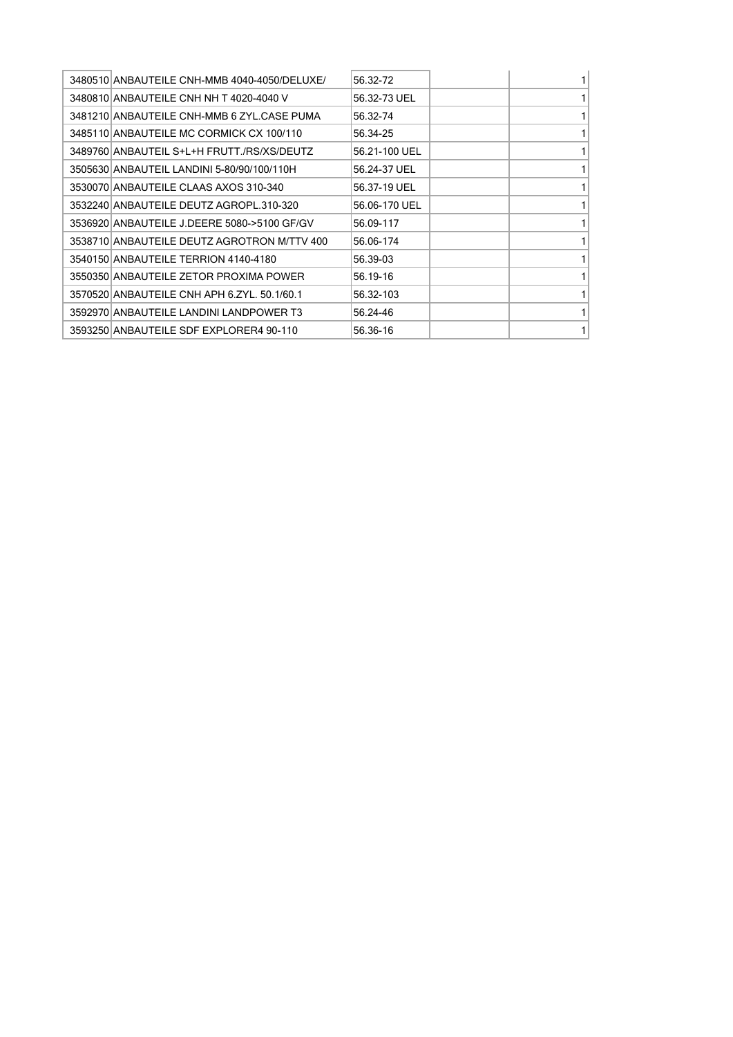| | | | | |
|---|---|---|---|---|
| 3480510 | ANBAUTEILE CNH-MMB 4040-4050/DELUXE/ | 56.32-72 | | 1 |
| 3480810 | ANBAUTEILE CNH NH T 4020-4040 V | 56.32-73 UEL | | 1 |
| 3481210 | ANBAUTEILE CNH-MMB 6 ZYL.CASE PUMA | 56.32-74 | | 1 |
| 3485110 | ANBAUTEILE MC CORMICK CX 100/110 | 56.34-25 | | 1 |
| 3489760 | ANBAUTEIL S+L+H FRUTT./RS/XS/DEUTZ | 56.21-100 UEL | | 1 |
| 3505630 | ANBAUTEIL LANDINI 5-80/90/100/110H | 56.24-37 UEL | | 1 |
| 3530070 | ANBAUTEILE CLAAS AXOS 310-340 | 56.37-19 UEL | | 1 |
| 3532240 | ANBAUTEILE DEUTZ AGROPL.310-320 | 56.06-170 UEL | | 1 |
| 3536920 | ANBAUTEILE J.DEERE 5080->5100 GF/GV | 56.09-117 | | 1 |
| 3538710 | ANBAUTEILE DEUTZ AGROTRON M/TTV 400 | 56.06-174 | | 1 |
| 3540150 | ANBAUTEILE TERRION 4140-4180 | 56.39-03 | | 1 |
| 3550350 | ANBAUTEILE ZETOR PROXIMA POWER | 56.19-16 | | 1 |
| 3570520 | ANBAUTEILE CNH APH 6.ZYL. 50.1/60.1 | 56.32-103 | | 1 |
| 3592970 | ANBAUTEILE LANDINI LANDPOWER T3 | 56.24-46 | | 1 |
| 3593250 | ANBAUTEILE SDF EXPLORER4 90-110 | 56.36-16 | | 1 |